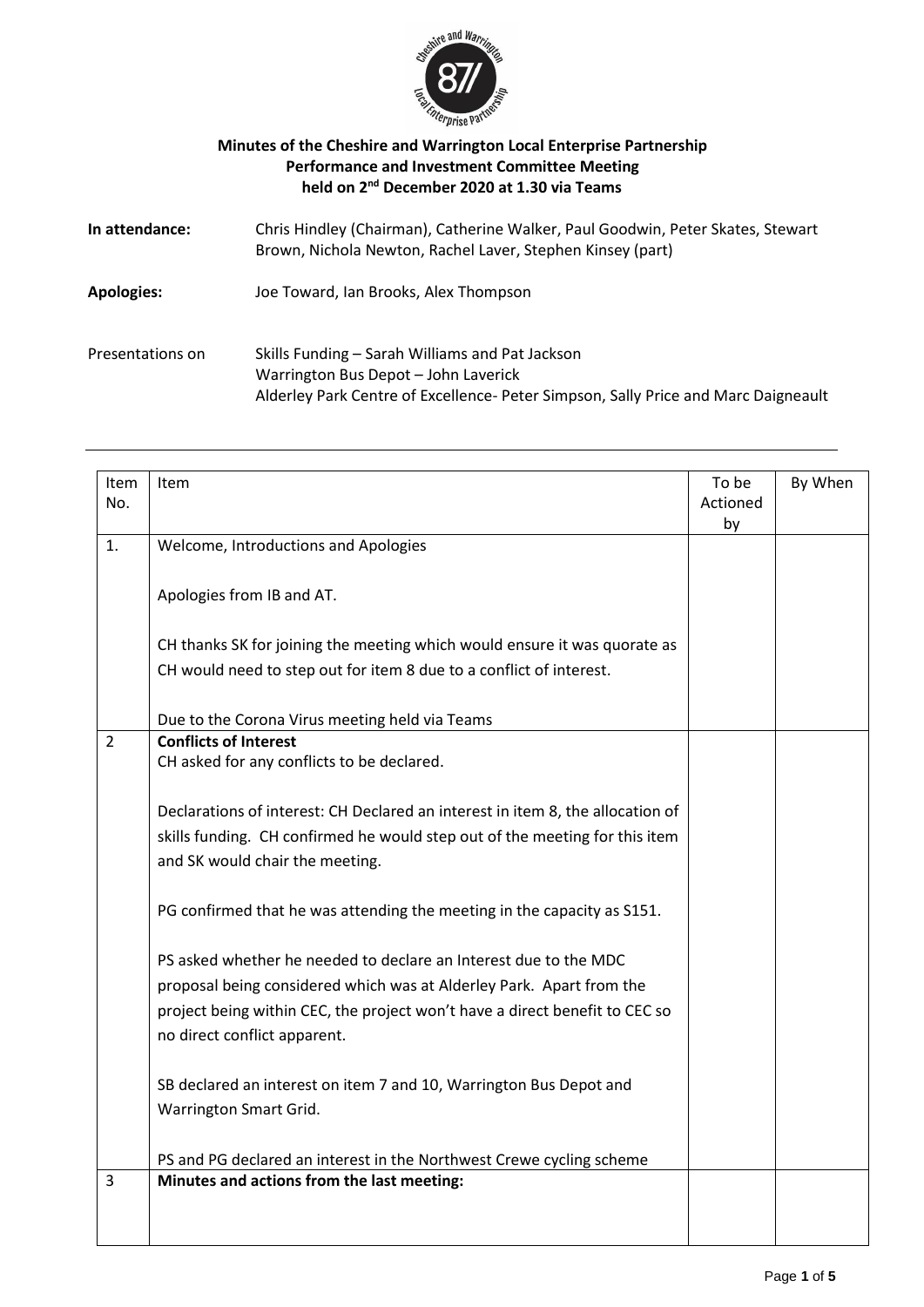**Minutes of the Cheshire and Warrington Local Enterprise Partnership Performance and Investment Committee Meeting held on 2nd December 2020 at 1.30 via Teams**

**In attendance:** Chris Hindley (Chairman), Catherine Walker, Paul Goodwin, Peter Skates, Stewart Brown, Nichola Newton, Rachel Laver, Stephen Kinsey (part)

**Apologies:** Joe Toward, Ian Brooks, Alex Thompson

Presentations on Skills Funding – Sarah Williams and Pat Jackson
Warrington Bus Depot – John Laverick
Alderley Park Centre of Excellence- Peter Simpson, Sally Price and Marc Daigneault

---

| Item No. | Item | To be Actioned by | By When |
|---|---|---|---|
| 1. | Welcome, Introductions and Apologies<br><br>Apologies from IB and AT.<br><br>CH thanks SK for joining the meeting which would ensure it was quorate as CH would need to step out for item 8 due to a conflict of interest.<br><br>Due to the Corona Virus meeting held via Teams | | |
| 2 | **Conflicts of Interest**<br>CH asked for any conflicts to be declared.<br><br>Declarations of interest: CH Declared an interest in item 8, the allocation of skills funding. CH confirmed he would step out of the meeting for this item and SK would chair the meeting.<br><br>PG confirmed that he was attending the meeting in the capacity as S151.<br><br>PS asked whether he needed to declare an Interest due to the MDC proposal being considered which was at Alderley Park. Apart from the project being within CEC, the project won't have a direct benefit to CEC so no direct conflict apparent.<br><br>SB declared an interest on item 7 and 10, Warrington Bus Depot and Warrington Smart Grid.<br><br>PS and PG declared an interest in the Northwest Crewe cycling scheme | | |
| 3 | **Minutes and actions from the last meeting:** | | |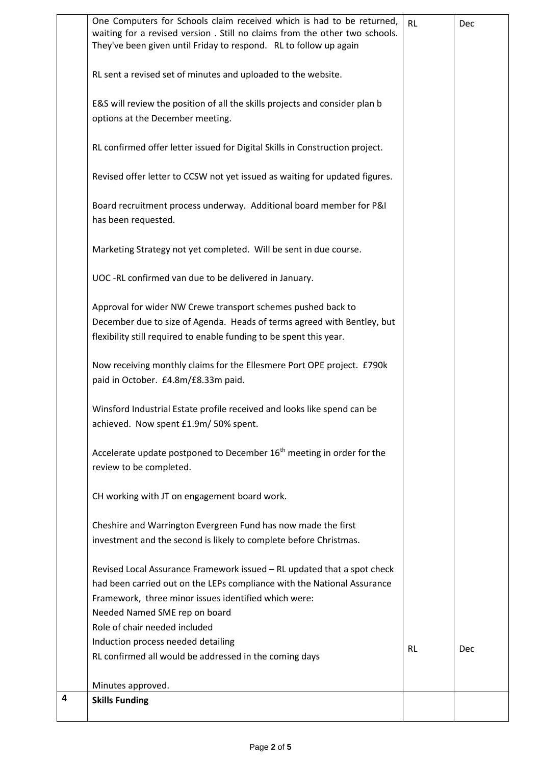| | | | |
|---|---|---|---|
| | One Computers for Schools claim received which is had to be returned, waiting for a revised version . Still no claims from the other two schools. They've been given until Friday to respond. RL to follow up again<br><br>RL sent a revised set of minutes and uploaded to the website.<br><br>E&S will review the position of all the skills projects and consider plan b options at the December meeting.<br><br>RL confirmed offer letter issued for Digital Skills in Construction project.<br><br>Revised offer letter to CCSW not yet issued as waiting for updated figures.<br><br>Board recruitment process underway. Additional board member for P&I has been requested.<br><br>Marketing Strategy not yet completed. Will be sent in due course.<br><br>UOC -RL confirmed van due to be delivered in January.<br><br>Approval for wider NW Crewe transport schemes pushed back to December due to size of Agenda. Heads of terms agreed with Bentley, but flexibility still required to enable funding to be spent this year.<br><br>Now receiving monthly claims for the Ellesmere Port OPE project. £790k paid in October. £4.8m/£8.33m paid.<br><br>Winsford Industrial Estate profile received and looks like spend can be achieved. Now spent £1.9m/ 50% spent.<br><br>Accelerate update postponed to December 16th meeting in order for the review to be completed.<br><br>CH working with JT on engagement board work.<br><br>Cheshire and Warrington Evergreen Fund has now made the first investment and the second is likely to complete before Christmas.<br><br>Revised Local Assurance Framework issued – RL updated that a spot check had been carried out on the LEPs compliance with the National Assurance Framework, three minor issues identified which were:<br>Needed Named SME rep on board<br>Role of chair needed included<br>Induction process needed detailing<br>RL confirmed all would be addressed in the coming days<br><br>Minutes approved. | RL<br><br><br><br><br><br><br><br><br><br><br><br><br><br><br><br><br><br><br><br><br><br><br><br><br><br><br><br><br><br><br><br><br><br><br><br><br><br><br><br><br>RL | Dec<br><br><br><br><br><br><br><br><br><br><br><br><br><br><br><br><br><br><br><br><br><br><br><br><br><br><br><br><br><br><br><br><br><br><br><br><br><br><br><br><br>Dec |
| **4** | **Skills Funding** | | |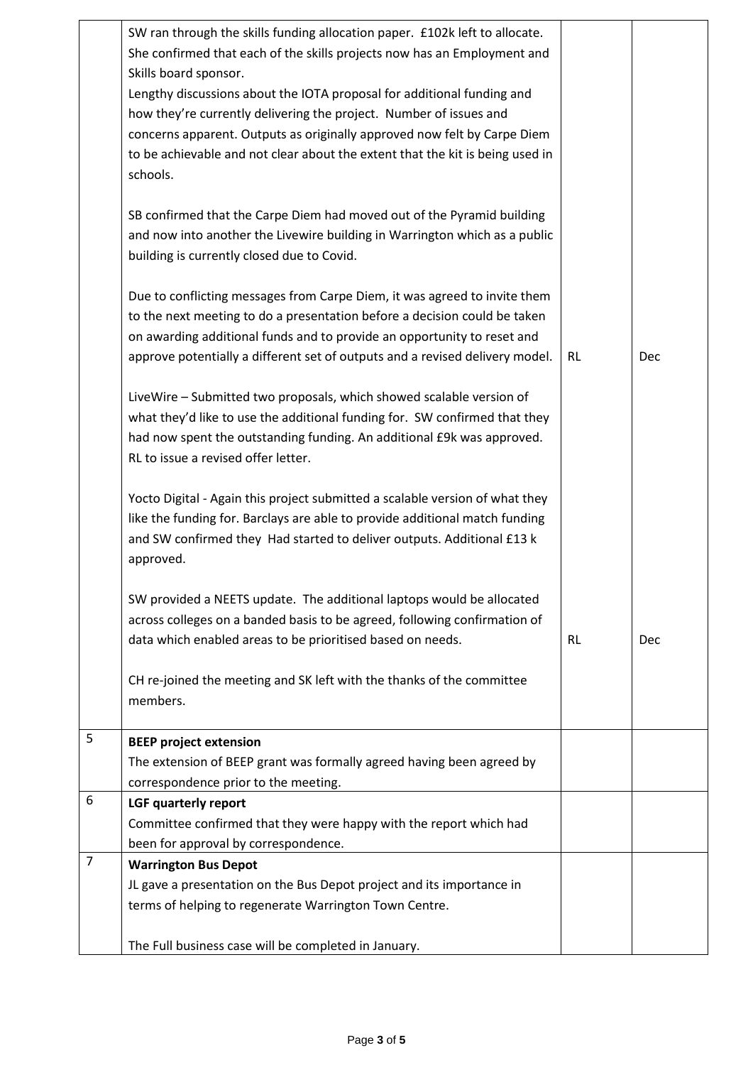| | | | |
|---|---|---|---|
| | SW ran through the skills funding allocation paper. £102k left to allocate. She confirmed that each of the skills projects now has an Employment and Skills board sponsor.<br>Lengthy discussions about the IOTA proposal for additional funding and how they're currently delivering the project. Number of issues and concerns apparent. Outputs as originally approved now felt by Carpe Diem to be achievable and not clear about the extent that the kit is being used in schools.<br><br>SB confirmed that the Carpe Diem had moved out of the Pyramid building and now into another the Livewire building in Warrington which as a public building is currently closed due to Covid.<br><br>Due to conflicting messages from Carpe Diem, it was agreed to invite them to the next meeting to do a presentation before a decision could be taken on awarding additional funds and to provide an opportunity to reset and approve potentially a different set of outputs and a revised delivery model. | RL | Dec |
| | LiveWire – Submitted two proposals, which showed scalable version of what they'd like to use the additional funding for. SW confirmed that they had now spent the outstanding funding. An additional £9k was approved. RL to issue a revised offer letter.<br><br>Yocto Digital - Again this project submitted a scalable version of what they like the funding for. Barclays are able to provide additional match funding and SW confirmed they Had started to deliver outputs. Additional £13 k approved.<br><br>SW provided a NEETS update. The additional laptops would be allocated across colleges on a banded basis to be agreed, following confirmation of data which enabled areas to be prioritised based on needs. | RL | Dec |
| | CH re-joined the meeting and SK left with the thanks of the committee members. | | |
| 5 | **BEEP project extension**<br>The extension of BEEP grant was formally agreed having been agreed by correspondence prior to the meeting. | | |
| 6 | **LGF quarterly report**<br>Committee confirmed that they were happy with the report which had been for approval by correspondence. | | |
| 7 | **Warrington Bus Depot**<br>JL gave a presentation on the Bus Depot project and its importance in terms of helping to regenerate Warrington Town Centre.<br><br>The Full business case will be completed in January. | | |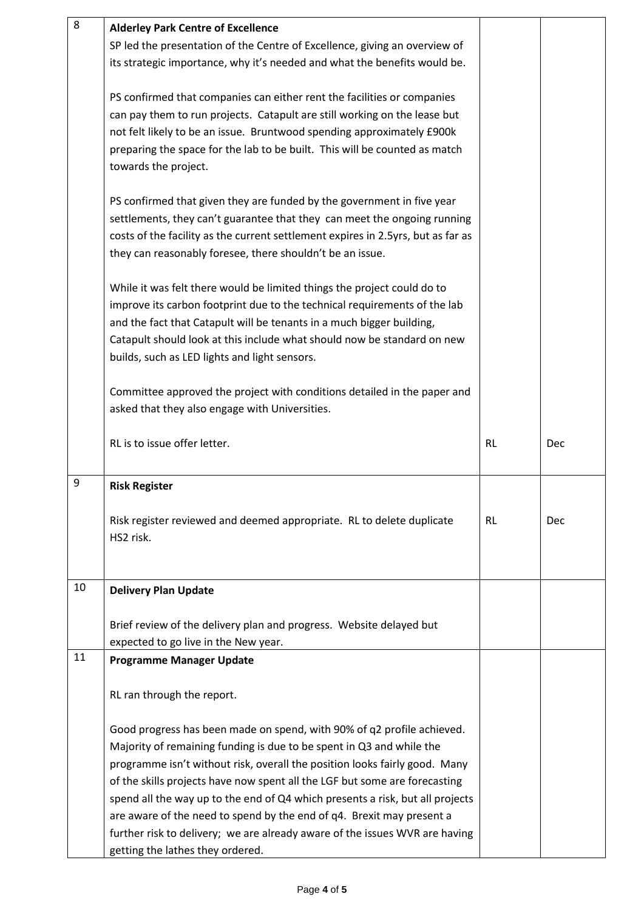| | | | |
|---|---|---|---|
| 8 | **Alderley Park Centre of Excellence**<br>SP led the presentation of the Centre of Excellence, giving an overview of its strategic importance, why it's needed and what the benefits would be.<br><br>PS confirmed that companies can either rent the facilities or companies can pay them to run projects. Catapult are still working on the lease but not felt likely to be an issue. Bruntwood spending approximately £900k preparing the space for the lab to be built. This will be counted as match towards the project.<br><br>PS confirmed that given they are funded by the government in five year settlements, they can't guarantee that they can meet the ongoing running costs of the facility as the current settlement expires in 2.5yrs, but as far as they can reasonably foresee, there shouldn't be an issue.<br><br>While it was felt there would be limited things the project could do to improve its carbon footprint due to the technical requirements of the lab and the fact that Catapult will be tenants in a much bigger building, Catapult should look at this include what should now be standard on new builds, such as LED lights and light sensors.<br><br>Committee approved the project with conditions detailed in the paper and asked that they also engage with Universities.<br><br>RL is to issue offer letter. | RL | Dec |
| 9 | **Risk Register**<br><br>Risk register reviewed and deemed appropriate. RL to delete duplicate HS2 risk. | RL | Dec |
| 10 | **Delivery Plan Update**<br><br>Brief review of the delivery plan and progress. Website delayed but expected to go live in the New year. | | |
| 11 | **Programme Manager Update**<br><br>RL ran through the report.<br><br>Good progress has been made on spend, with 90% of q2 profile achieved. Majority of remaining funding is due to be spent in Q3 and while the programme isn't without risk, overall the position looks fairly good. Many of the skills projects have now spent all the LGF but some are forecasting spend all the way up to the end of Q4 which presents a risk, but all projects are aware of the need to spend by the end of q4. Brexit may present a further risk to delivery; we are already aware of the issues WVR are having getting the lathes they ordered. | | |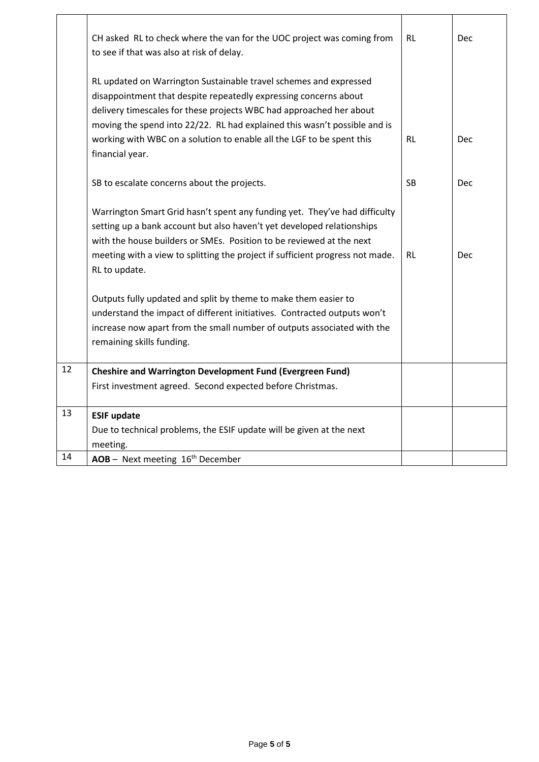| | | | |
|---|---|---|---|
| | CH asked RL to check where the van for the UOC project was coming from to see if that was also at risk of delay. | RL | Dec |
| | RL updated on Warrington Sustainable travel schemes and expressed disappointment that despite repeatedly expressing concerns about delivery timescales for these projects WBC had approached her about moving the spend into 22/22. RL had explained this wasn't possible and is working with WBC on a solution to enable all the LGF to be spent this financial year. | RL | Dec |
| | SB to escalate concerns about the projects. | SB | Dec |
| | Warrington Smart Grid hasn't spent any funding yet. They've had difficulty setting up a bank account but also haven't yet developed relationships with the house builders or SMEs. Position to be reviewed at the next meeting with a view to splitting the project if sufficient progress not made. RL to update. | RL | Dec |
| | Outputs fully updated and split by theme to make them easier to understand the impact of different initiatives. Contracted outputs won't increase now apart from the small number of outputs associated with the remaining skills funding. | | |
| 12 | **Cheshire and Warrington Development Fund (Evergreen Fund)**<br>First investment agreed. Second expected before Christmas. | | |
| 13 | **ESIF update**<br>Due to technical problems, the ESIF update will be given at the next meeting. | | |
| 14 | **AOB** – Next meeting 16th December | | |